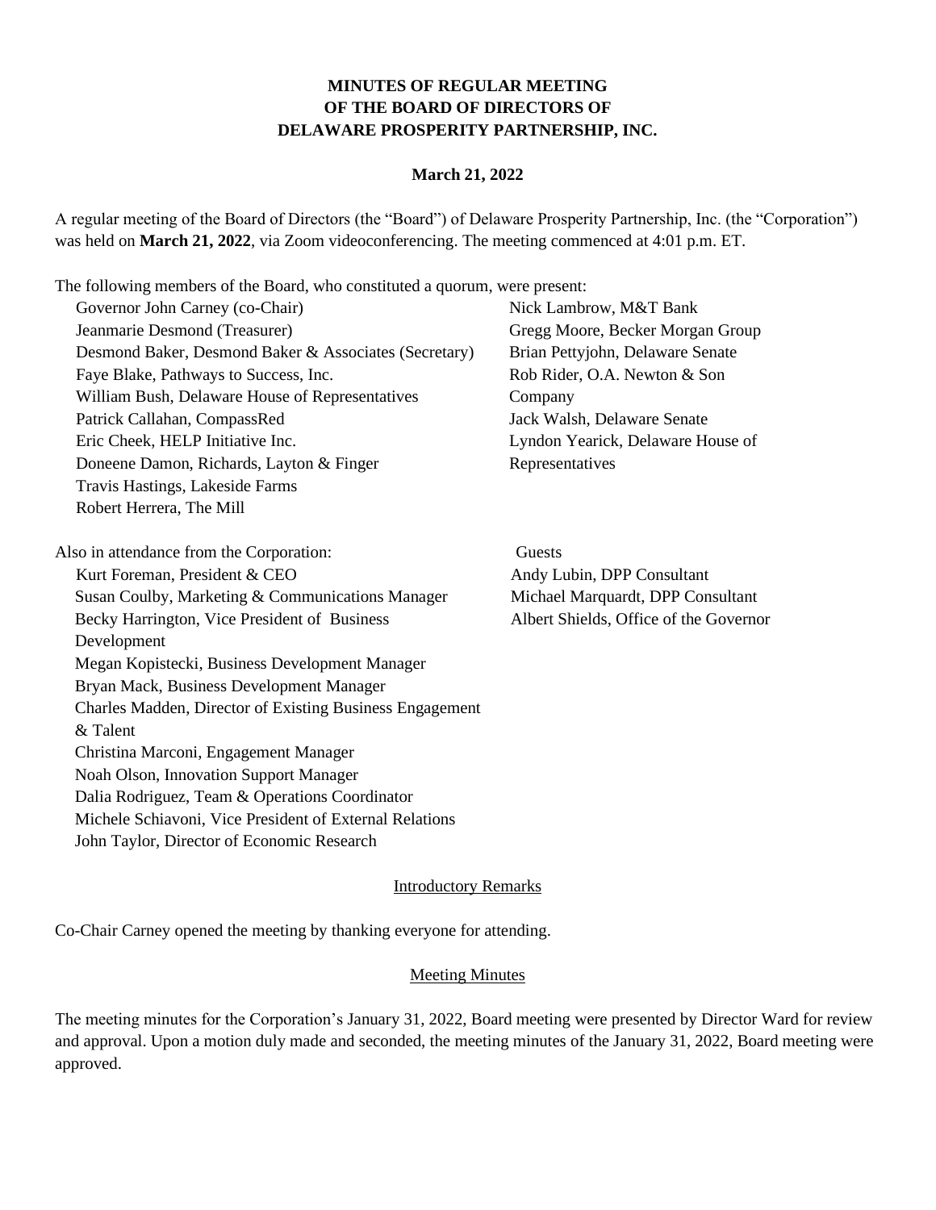**MINUTES OF REGULAR MEETING**
**OF THE BOARD OF DIRECTORS OF**
**DELAWARE PROSPERITY PARTNERSHIP, INC.**

**March 21, 2022**

A regular meeting of the Board of Directors (the "Board") of Delaware Prosperity Partnership, Inc. (the "Corporation") was held on **March 21, 2022**, via Zoom videoconferencing. The meeting commenced at 4:01 p.m. ET.

The following members of the Board, who constituted a quorum, were present:

- Governor John Carney (co-Chair)
- Jeanmarie Desmond (Treasurer)
- Desmond Baker, Desmond Baker & Associates (Secretary)
- Faye Blake, Pathways to Success, Inc.
- William Bush, Delaware House of Representatives
- Patrick Callahan, CompassRed
- Eric Cheek, HELP Initiative Inc.
- Doneene Damon, Richards, Layton & Finger
- Travis Hastings, Lakeside Farms
- Robert Herrera, The Mill
- Nick Lambrow, M&T Bank
- Gregg Moore, Becker Morgan Group
- Brian Pettyjohn, Delaware Senate
- Rob Rider, O.A. Newton & Son Company
- Jack Walsh, Delaware Senate
- Lyndon Yearick, Delaware House of Representatives

Also in attendance from the Corporation:

- Kurt Foreman, President & CEO
- Susan Coulby, Marketing & Communications Manager
- Becky Harrington, Vice President of Business Development
- Megan Kopistecki, Business Development Manager
- Bryan Mack, Business Development Manager
- Charles Madden, Director of Existing Business Engagement & Talent
- Christina Marconi, Engagement Manager
- Noah Olson, Innovation Support Manager
- Dalia Rodriguez, Team & Operations Coordinator
- Michele Schiavoni, Vice President of External Relations
- John Taylor, Director of Economic Research

Guests

- Andy Lubin, DPP Consultant
- Michael Marquardt, DPP Consultant
- Albert Shields, Office of the Governor

## Introductory Remarks

Co-Chair Carney opened the meeting by thanking everyone for attending.

## Meeting Minutes

The meeting minutes for the Corporation's January 31, 2022, Board meeting were presented by Director Ward for review and approval. Upon a motion duly made and seconded, the meeting minutes of the January 31, 2022, Board meeting were approved.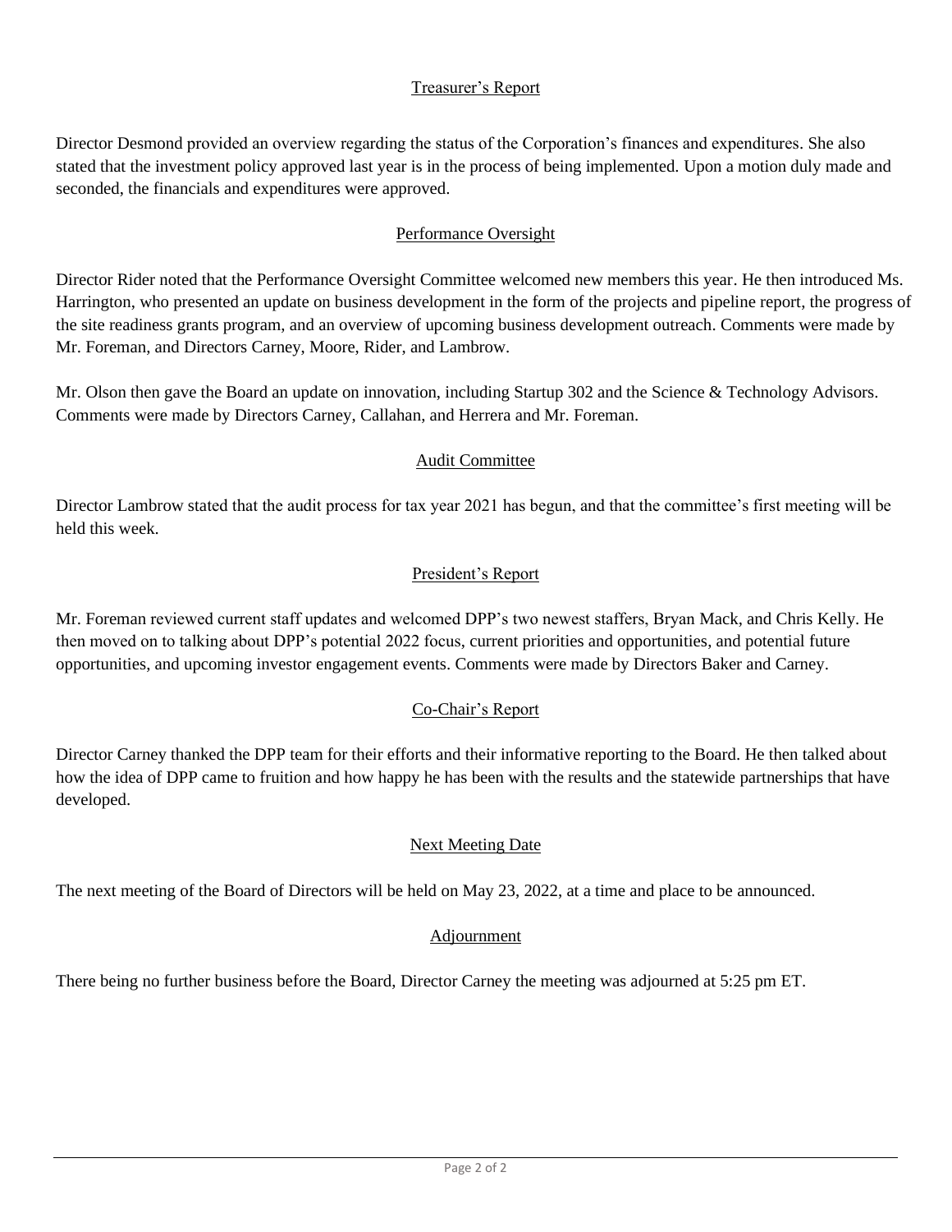## Treasurer's Report

Director Desmond provided an overview regarding the status of the Corporation's finances and expenditures. She also stated that the investment policy approved last year is in the process of being implemented. Upon a motion duly made and seconded, the financials and expenditures were approved.

## Performance Oversight

Director Rider noted that the Performance Oversight Committee welcomed new members this year. He then introduced Ms. Harrington, who presented an update on business development in the form of the projects and pipeline report, the progress of the site readiness grants program, and an overview of upcoming business development outreach. Comments were made by Mr. Foreman, and Directors Carney, Moore, Rider, and Lambrow.

Mr. Olson then gave the Board an update on innovation, including Startup 302 and the Science & Technology Advisors. Comments were made by Directors Carney, Callahan, and Herrera and Mr. Foreman.

## Audit Committee

Director Lambrow stated that the audit process for tax year 2021 has begun, and that the committee's first meeting will be held this week.

## President's Report

Mr. Foreman reviewed current staff updates and welcomed DPP's two newest staffers, Bryan Mack, and Chris Kelly. He then moved on to talking about DPP's potential 2022 focus, current priorities and opportunities, and potential future opportunities, and upcoming investor engagement events. Comments were made by Directors Baker and Carney.

## Co-Chair's Report

Director Carney thanked the DPP team for their efforts and their informative reporting to the Board. He then talked about how the idea of DPP came to fruition and how happy he has been with the results and the statewide partnerships that have developed.

## Next Meeting Date

The next meeting of the Board of Directors will be held on May 23, 2022, at a time and place to be announced.

## Adjournment

There being no further business before the Board, Director Carney the meeting was adjourned at 5:25 pm ET.